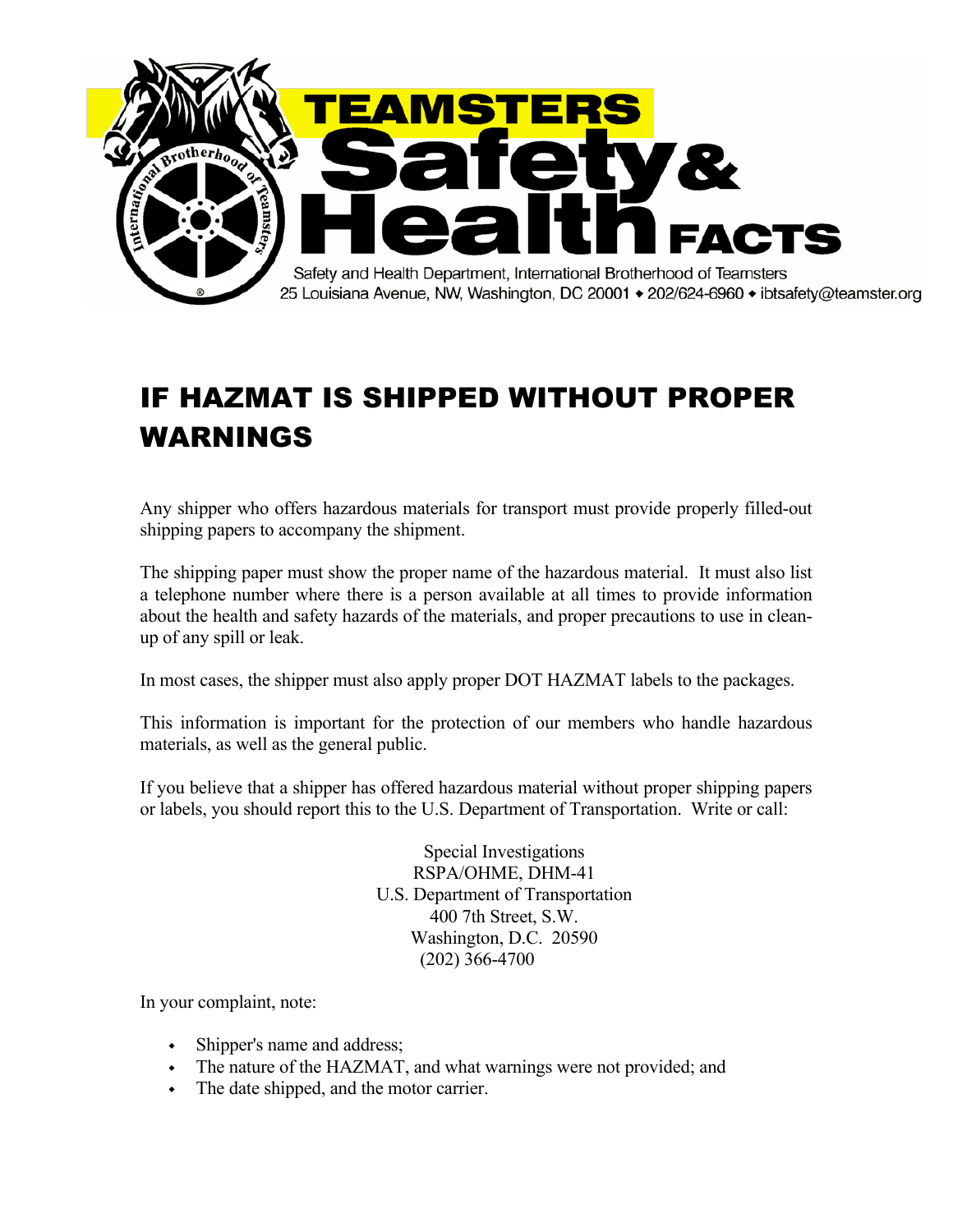# TEAMSTERS Safety & Health FACTS

Safety and Health Department, International Brotherhood of Teamsters
25 Louisiana Avenue, NW, Washington, DC 20001 • 202/624-6960 • ibtsafety@teamster.org

## IF HAZMAT IS SHIPPED WITHOUT PROPER WARNINGS

Any shipper who offers hazardous materials for transport must provide properly filled-out shipping papers to accompany the shipment.

The shipping paper must show the proper name of the hazardous material. It must also list a telephone number where there is a person available at all times to provide information about the health and safety hazards of the materials, and proper precautions to use in clean-up of any spill or leak.

In most cases, the shipper must also apply proper DOT HAZMAT labels to the packages.

This information is important for the protection of our members who handle hazardous materials, as well as the general public.

If you believe that a shipper has offered hazardous material without proper shipping papers or labels, you should report this to the U.S. Department of Transportation. Write or call:

Special Investigations
RSPA/OHME, DHM-41
U.S. Department of Transportation
400 7th Street, S.W.
Washington, D.C. 20590
(202) 366-4700

In your complaint, note:

- Shipper's name and address;
- The nature of the HAZMAT, and what warnings were not provided; and
- The date shipped, and the motor carrier.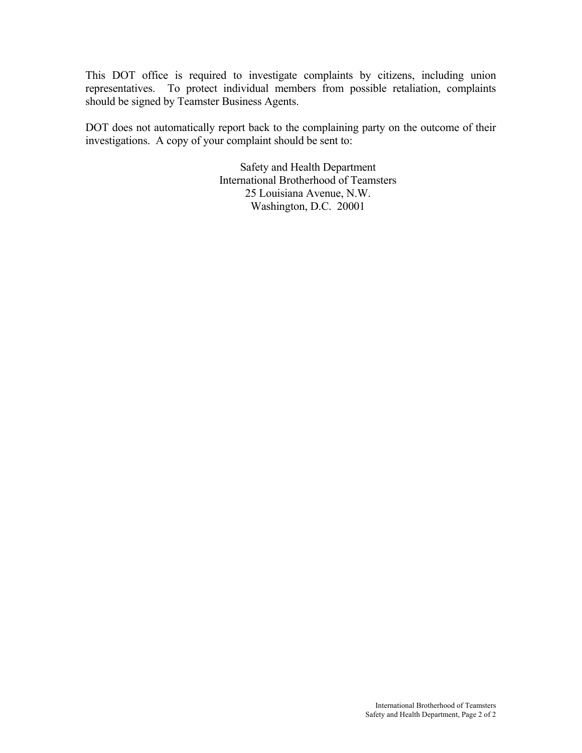This DOT office is required to investigate complaints by citizens, including union representatives. To protect individual members from possible retaliation, complaints should be signed by Teamster Business Agents.

DOT does not automatically report back to the complaining party on the outcome of their investigations. A copy of your complaint should be sent to:

Safety and Health Department  
International Brotherhood of Teamsters  
25 Louisiana Avenue, N.W.  
Washington, D.C. 20001